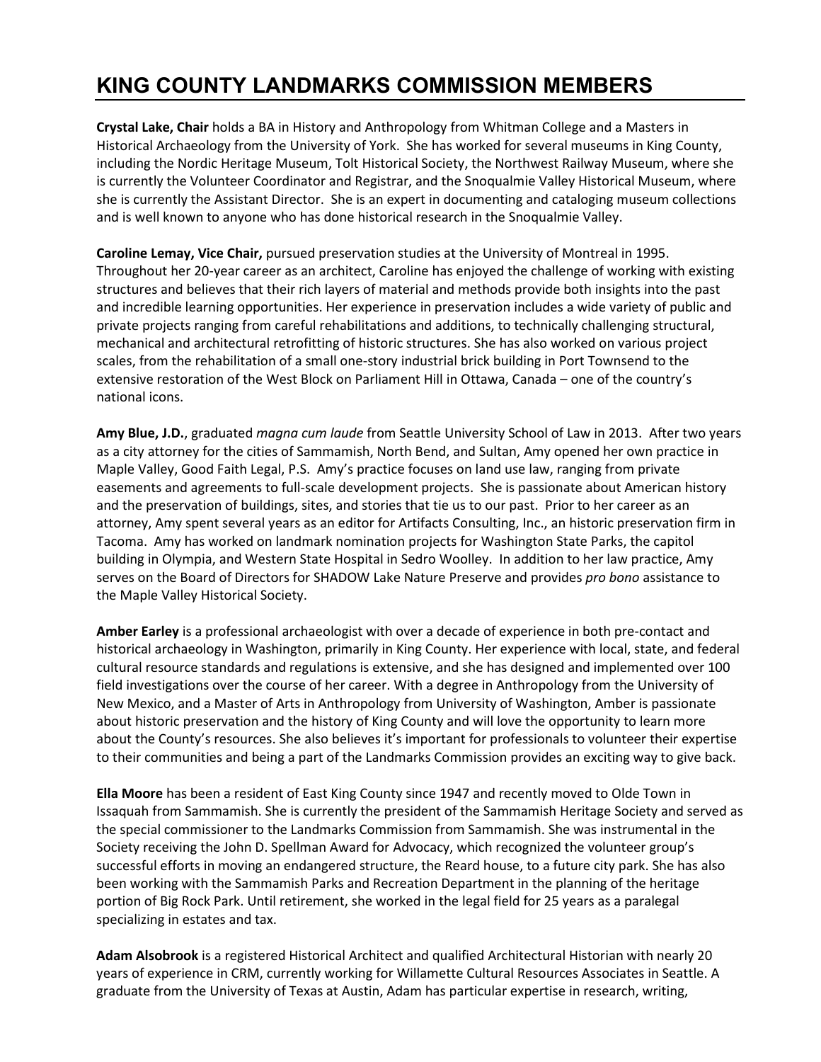# KING COUNTY LANDMARKS COMMISSION MEMBERS

**Crystal Lake, Chair** holds a BA in History and Anthropology from Whitman College and a Masters in Historical Archaeology from the University of York. She has worked for several museums in King County, including the Nordic Heritage Museum, Tolt Historical Society, the Northwest Railway Museum, where she is currently the Volunteer Coordinator and Registrar, and the Snoqualmie Valley Historical Museum, where she is currently the Assistant Director. She is an expert in documenting and cataloging museum collections and is well known to anyone who has done historical research in the Snoqualmie Valley.

**Caroline Lemay, Vice Chair,** pursued preservation studies at the University of Montreal in 1995. Throughout her 20-year career as an architect, Caroline has enjoyed the challenge of working with existing structures and believes that their rich layers of material and methods provide both insights into the past and incredible learning opportunities. Her experience in preservation includes a wide variety of public and private projects ranging from careful rehabilitations and additions, to technically challenging structural, mechanical and architectural retrofitting of historic structures. She has also worked on various project scales, from the rehabilitation of a small one-story industrial brick building in Port Townsend to the extensive restoration of the West Block on Parliament Hill in Ottawa, Canada – one of the country's national icons.

**Amy Blue, J.D.**, graduated *magna cum laude* from Seattle University School of Law in 2013. After two years as a city attorney for the cities of Sammamish, North Bend, and Sultan, Amy opened her own practice in Maple Valley, Good Faith Legal, P.S. Amy's practice focuses on land use law, ranging from private easements and agreements to full-scale development projects. She is passionate about American history and the preservation of buildings, sites, and stories that tie us to our past. Prior to her career as an attorney, Amy spent several years as an editor for Artifacts Consulting, Inc., an historic preservation firm in Tacoma. Amy has worked on landmark nomination projects for Washington State Parks, the capitol building in Olympia, and Western State Hospital in Sedro Woolley. In addition to her law practice, Amy serves on the Board of Directors for SHADOW Lake Nature Preserve and provides *pro bono* assistance to the Maple Valley Historical Society.

**Amber Earley** is a professional archaeologist with over a decade of experience in both pre-contact and historical archaeology in Washington, primarily in King County. Her experience with local, state, and federal cultural resource standards and regulations is extensive, and she has designed and implemented over 100 field investigations over the course of her career. With a degree in Anthropology from the University of New Mexico, and a Master of Arts in Anthropology from University of Washington, Amber is passionate about historic preservation and the history of King County and will love the opportunity to learn more about the County's resources. She also believes it's important for professionals to volunteer their expertise to their communities and being a part of the Landmarks Commission provides an exciting way to give back.

**Ella Moore** has been a resident of East King County since 1947 and recently moved to Olde Town in Issaquah from Sammamish. She is currently the president of the Sammamish Heritage Society and served as the special commissioner to the Landmarks Commission from Sammamish. She was instrumental in the Society receiving the John D. Spellman Award for Advocacy, which recognized the volunteer group's successful efforts in moving an endangered structure, the Reard house, to a future city park. She has also been working with the Sammamish Parks and Recreation Department in the planning of the heritage portion of Big Rock Park. Until retirement, she worked in the legal field for 25 years as a paralegal specializing in estates and tax.

**Adam Alsobrook** is a registered Historical Architect and qualified Architectural Historian with nearly 20 years of experience in CRM, currently working for Willamette Cultural Resources Associates in Seattle. A graduate from the University of Texas at Austin, Adam has particular expertise in research, writing,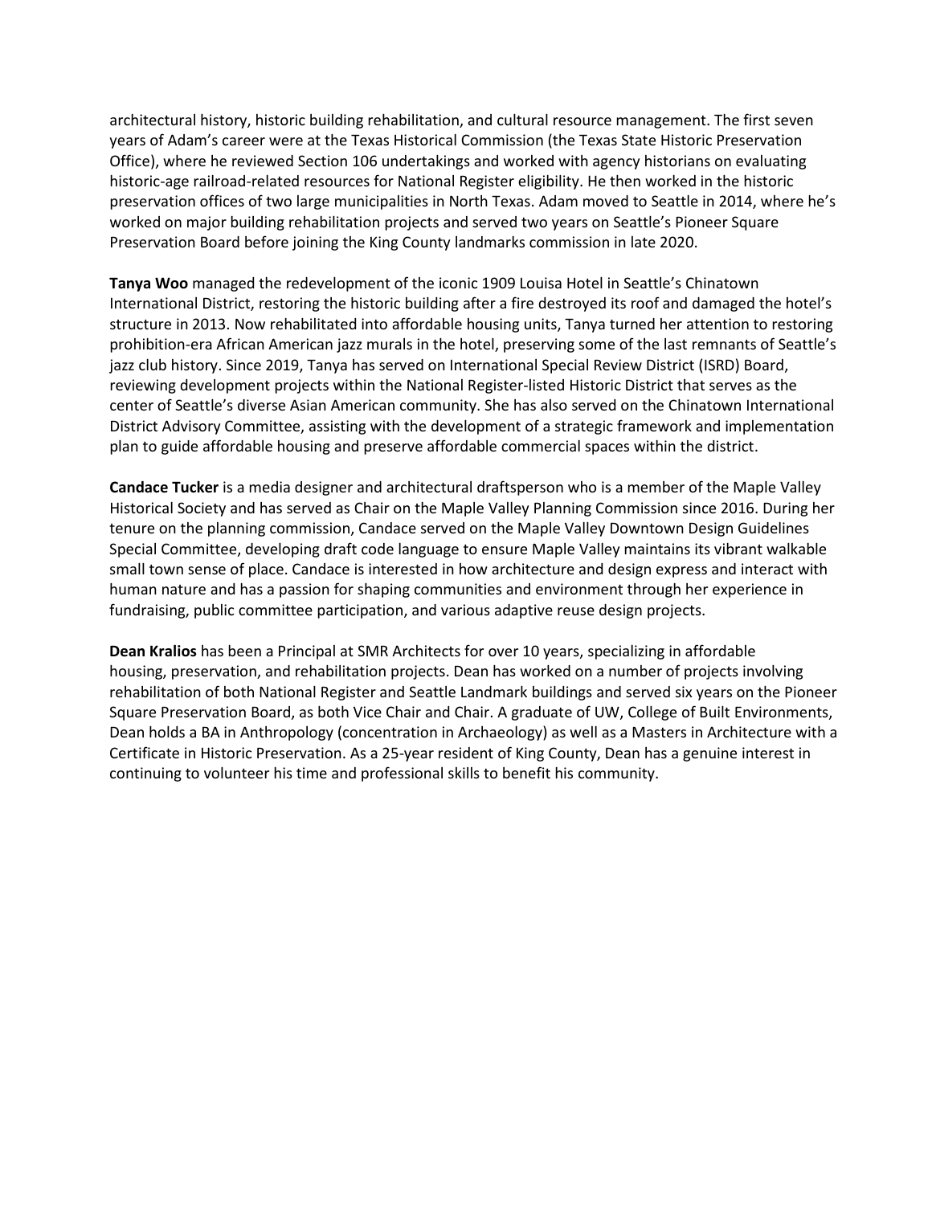architectural history, historic building rehabilitation, and cultural resource management. The first seven years of Adam's career were at the Texas Historical Commission (the Texas State Historic Preservation Office), where he reviewed Section 106 undertakings and worked with agency historians on evaluating historic-age railroad-related resources for National Register eligibility. He then worked in the historic preservation offices of two large municipalities in North Texas. Adam moved to Seattle in 2014, where he's worked on major building rehabilitation projects and served two years on Seattle's Pioneer Square Preservation Board before joining the King County landmarks commission in late 2020.

**Tanya Woo** managed the redevelopment of the iconic 1909 Louisa Hotel in Seattle's Chinatown International District, restoring the historic building after a fire destroyed its roof and damaged the hotel's structure in 2013. Now rehabilitated into affordable housing units, Tanya turned her attention to restoring prohibition-era African American jazz murals in the hotel, preserving some of the last remnants of Seattle's jazz club history. Since 2019, Tanya has served on International Special Review District (ISRD) Board, reviewing development projects within the National Register-listed Historic District that serves as the center of Seattle's diverse Asian American community. She has also served on the Chinatown International District Advisory Committee, assisting with the development of a strategic framework and implementation plan to guide affordable housing and preserve affordable commercial spaces within the district.

**Candace Tucker** is a media designer and architectural draftsperson who is a member of the Maple Valley Historical Society and has served as Chair on the Maple Valley Planning Commission since 2016. During her tenure on the planning commission, Candace served on the Maple Valley Downtown Design Guidelines Special Committee, developing draft code language to ensure Maple Valley maintains its vibrant walkable small town sense of place. Candace is interested in how architecture and design express and interact with human nature and has a passion for shaping communities and environment through her experience in fundraising, public committee participation, and various adaptive reuse design projects.

**Dean Kralios** has been a Principal at SMR Architects for over 10 years, specializing in affordable housing, preservation, and rehabilitation projects. Dean has worked on a number of projects involving rehabilitation of both National Register and Seattle Landmark buildings and served six years on the Pioneer Square Preservation Board, as both Vice Chair and Chair. A graduate of UW, College of Built Environments, Dean holds a BA in Anthropology (concentration in Archaeology) as well as a Masters in Architecture with a Certificate in Historic Preservation. As a 25-year resident of King County, Dean has a genuine interest in continuing to volunteer his time and professional skills to benefit his community.